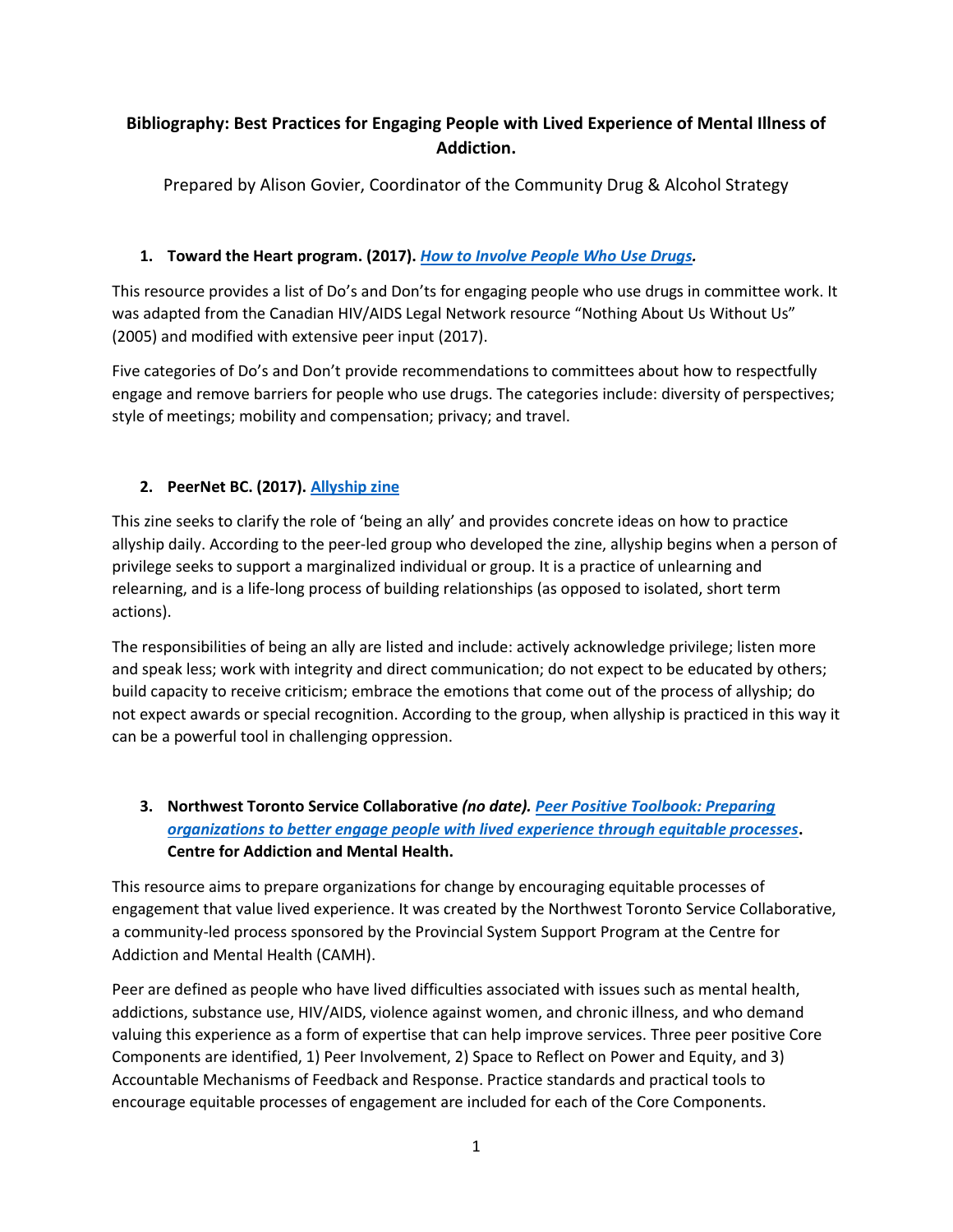# Bibliography: Best Practices for Engaging People with Lived Experience of Mental Illness of Addiction.

Prepared by Alison Govier, Coordinator of the Community Drug & Alcohol Strategy

### 1. Toward the Heart program. (2017). *How to Involve People Who Use Drugs*.

This resource provides a list of Do's and Don'ts for engaging people who use drugs in committee work. It was adapted from the Canadian HIV/AIDS Legal Network resource "Nothing About Us Without Us" (2005) and modified with extensive peer input (2017).

Five categories of Do's and Don't provide recommendations to committees about how to respectfully engage and remove barriers for people who use drugs. The categories include: diversity of perspectives; style of meetings; mobility and compensation; privacy; and travel.

### 2. PeerNet BC. (2017). Allyship zine

This zine seeks to clarify the role of 'being an ally' and provides concrete ideas on how to practice allyship daily. According to the peer-led group who developed the zine, allyship begins when a person of privilege seeks to support a marginalized individual or group. It is a practice of unlearning and relearning, and is a life-long process of building relationships (as opposed to isolated, short term actions).

The responsibilities of being an ally are listed and include: actively acknowledge privilege; listen more and speak less; work with integrity and direct communication; do not expect to be educated by others; build capacity to receive criticism; embrace the emotions that come out of the process of allyship; do not expect awards or special recognition. According to the group, when allyship is practiced in this way it can be a powerful tool in challenging oppression.

### 3. Northwest Toronto Service Collaborative *(no date).* *Peer Positive Toolbook: Preparing organizations to better engage people with lived experience through equitable processes*. Centre for Addiction and Mental Health.

This resource aims to prepare organizations for change by encouraging equitable processes of engagement that value lived experience. It was created by the Northwest Toronto Service Collaborative, a community-led process sponsored by the Provincial System Support Program at the Centre for Addiction and Mental Health (CAMH).

Peer are defined as people who have lived difficulties associated with issues such as mental health, addictions, substance use, HIV/AIDS, violence against women, and chronic illness, and who demand valuing this experience as a form of expertise that can help improve services. Three peer positive Core Components are identified, 1) Peer Involvement, 2) Space to Reflect on Power and Equity, and 3) Accountable Mechanisms of Feedback and Response. Practice standards and practical tools to encourage equitable processes of engagement are included for each of the Core Components.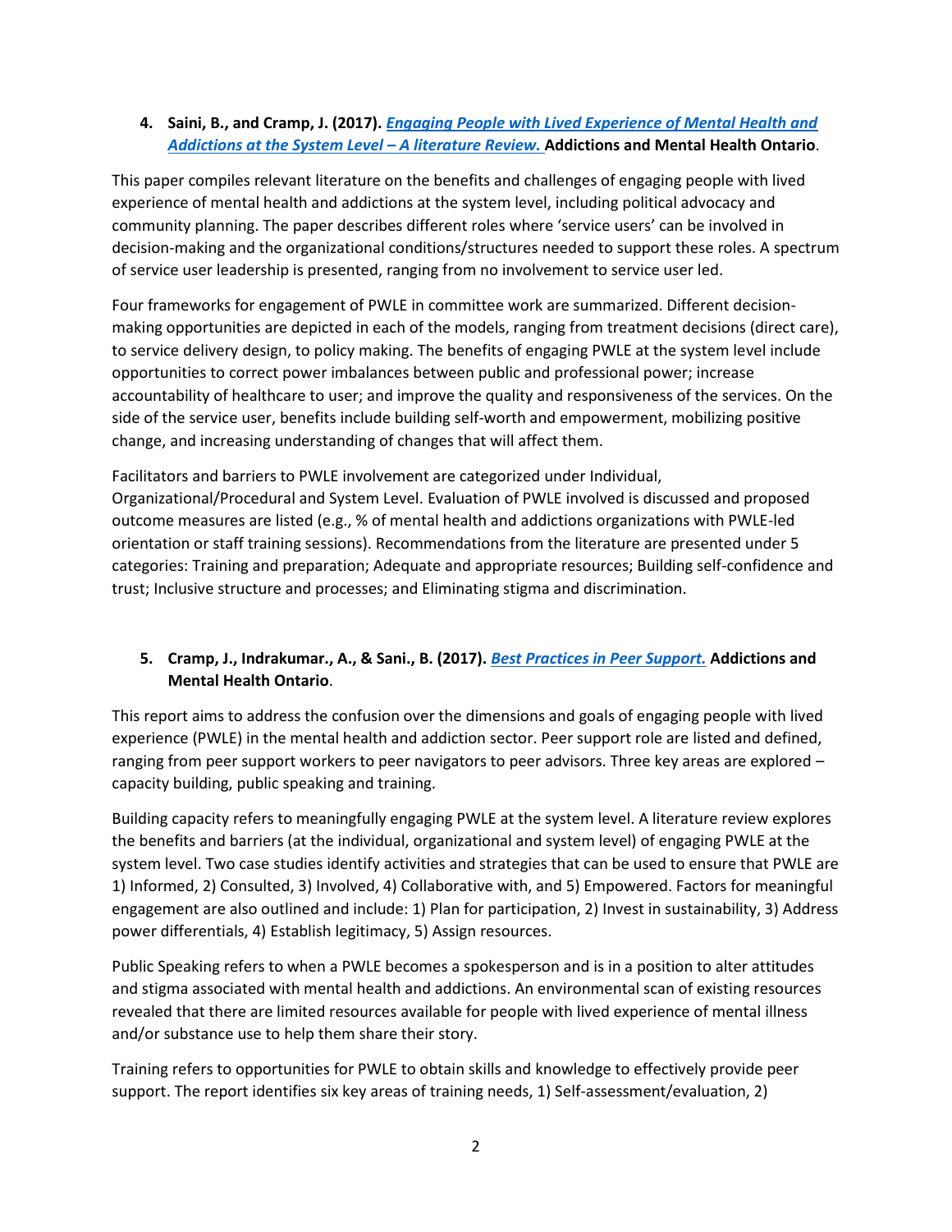4. **Saini, B., and Cramp, J. (2017). *Engaging People with Lived Experience of Mental Health and Addictions at the System Level – A literature Review.* Addictions and Mental Health Ontario**.

This paper compiles relevant literature on the benefits and challenges of engaging people with lived experience of mental health and addictions at the system level, including political advocacy and community planning. The paper describes different roles where 'service users' can be involved in decision-making and the organizational conditions/structures needed to support these roles. A spectrum of service user leadership is presented, ranging from no involvement to service user led.

Four frameworks for engagement of PWLE in committee work are summarized. Different decision-making opportunities are depicted in each of the models, ranging from treatment decisions (direct care), to service delivery design, to policy making. The benefits of engaging PWLE at the system level include opportunities to correct power imbalances between public and professional power; increase accountability of healthcare to user; and improve the quality and responsiveness of the services. On the side of the service user, benefits include building self-worth and empowerment, mobilizing positive change, and increasing understanding of changes that will affect them.

Facilitators and barriers to PWLE involvement are categorized under Individual, Organizational/Procedural and System Level. Evaluation of PWLE involved is discussed and proposed outcome measures are listed (e.g., % of mental health and addictions organizations with PWLE-led orientation or staff training sessions). Recommendations from the literature are presented under 5 categories: Training and preparation; Adequate and appropriate resources; Building self-confidence and trust; Inclusive structure and processes; and Eliminating stigma and discrimination.

5. **Cramp, J., Indrakumar., A., & Sani., B. (2017). *Best Practices in Peer Support.* Addictions and Mental Health Ontario**.

This report aims to address the confusion over the dimensions and goals of engaging people with lived experience (PWLE) in the mental health and addiction sector. Peer support role are listed and defined, ranging from peer support workers to peer navigators to peer advisors. Three key areas are explored – capacity building, public speaking and training.

Building capacity refers to meaningfully engaging PWLE at the system level. A literature review explores the benefits and barriers (at the individual, organizational and system level) of engaging PWLE at the system level. Two case studies identify activities and strategies that can be used to ensure that PWLE are 1) Informed, 2) Consulted, 3) Involved, 4) Collaborative with, and 5) Empowered. Factors for meaningful engagement are also outlined and include: 1) Plan for participation, 2) Invest in sustainability, 3) Address power differentials, 4) Establish legitimacy, 5) Assign resources.

Public Speaking refers to when a PWLE becomes a spokesperson and is in a position to alter attitudes and stigma associated with mental health and addictions. An environmental scan of existing resources revealed that there are limited resources available for people with lived experience of mental illness and/or substance use to help them share their story.

Training refers to opportunities for PWLE to obtain skills and knowledge to effectively provide peer support. The report identifies six key areas of training needs, 1) Self-assessment/evaluation, 2)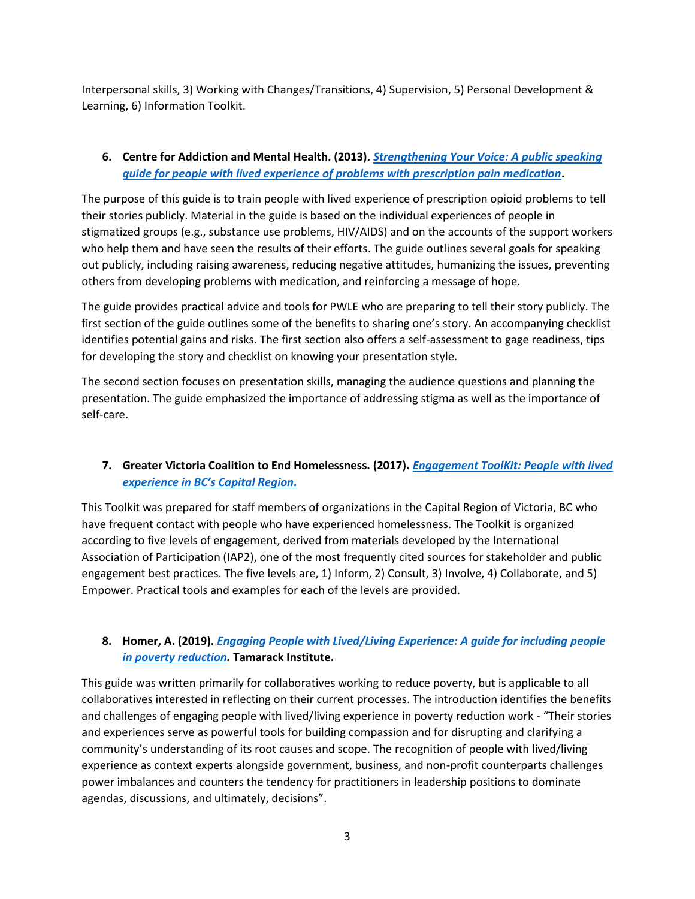Interpersonal skills, 3) Working with Changes/Transitions, 4) Supervision, 5) Personal Development & Learning, 6) Information Toolkit.

6. **Centre for Addiction and Mental Health. (2013). *Strengthening Your Voice: A public speaking guide for people with lived experience of problems with prescription pain medication*.**

The purpose of this guide is to train people with lived experience of prescription opioid problems to tell their stories publicly. Material in the guide is based on the individual experiences of people in stigmatized groups (e.g., substance use problems, HIV/AIDS) and on the accounts of the support workers who help them and have seen the results of their efforts. The guide outlines several goals for speaking out publicly, including raising awareness, reducing negative attitudes, humanizing the issues, preventing others from developing problems with medication, and reinforcing a message of hope.

The guide provides practical advice and tools for PWLE who are preparing to tell their story publicly. The first section of the guide outlines some of the benefits to sharing one's story. An accompanying checklist identifies potential gains and risks. The first section also offers a self-assessment to gage readiness, tips for developing the story and checklist on knowing your presentation style.

The second section focuses on presentation skills, managing the audience questions and planning the presentation. The guide emphasized the importance of addressing stigma as well as the importance of self-care.

7. **Greater Victoria Coalition to End Homelessness. (2017). *Engagement ToolKit: People with lived experience in BC's Capital Region.***

This Toolkit was prepared for staff members of organizations in the Capital Region of Victoria, BC who have frequent contact with people who have experienced homelessness. The Toolkit is organized according to five levels of engagement, derived from materials developed by the International Association of Participation (IAP2), one of the most frequently cited sources for stakeholder and public engagement best practices. The five levels are, 1) Inform, 2) Consult, 3) Involve, 4) Collaborate, and 5) Empower. Practical tools and examples for each of the levels are provided.

8. **Homer, A. (2019). *Engaging People with Lived/Living Experience: A guide for including people in poverty reduction.* Tamarack Institute.**

This guide was written primarily for collaboratives working to reduce poverty, but is applicable to all collaboratives interested in reflecting on their current processes. The introduction identifies the benefits and challenges of engaging people with lived/living experience in poverty reduction work - "Their stories and experiences serve as powerful tools for building compassion and for disrupting and clarifying a community's understanding of its root causes and scope. The recognition of people with lived/living experience as context experts alongside government, business, and non-profit counterparts challenges power imbalances and counters the tendency for practitioners in leadership positions to dominate agendas, discussions, and ultimately, decisions".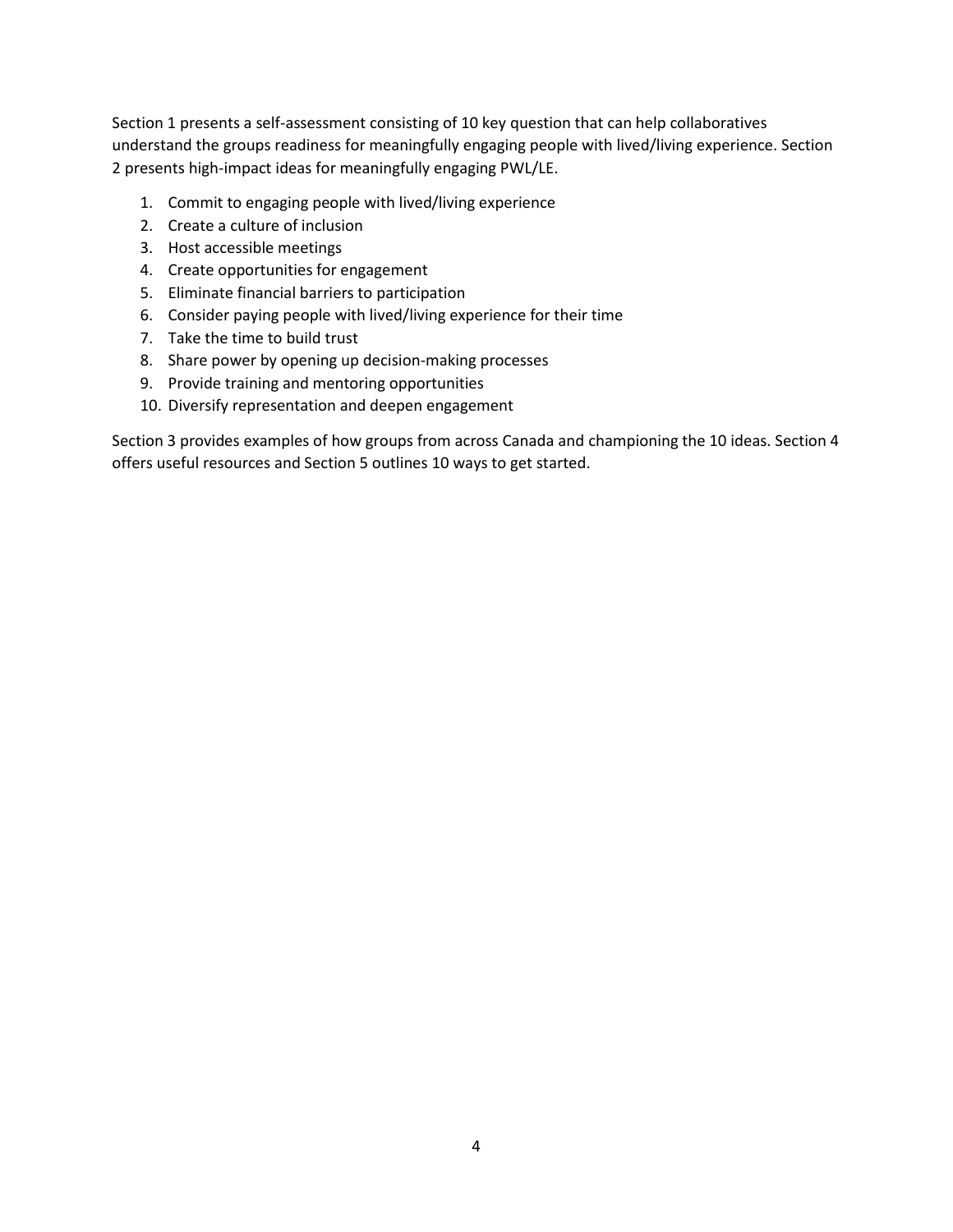Section 1 presents a self-assessment consisting of 10 key question that can help collaboratives understand the groups readiness for meaningfully engaging people with lived/living experience. Section 2 presents high-impact ideas for meaningfully engaging PWL/LE.

1. Commit to engaging people with lived/living experience
2. Create a culture of inclusion
3. Host accessible meetings
4. Create opportunities for engagement
5. Eliminate financial barriers to participation
6. Consider paying people with lived/living experience for their time
7. Take the time to build trust
8. Share power by opening up decision-making processes
9. Provide training and mentoring opportunities
10. Diversify representation and deepen engagement

Section 3 provides examples of how groups from across Canada and championing the 10 ideas. Section 4 offers useful resources and Section 5 outlines 10 ways to get started.